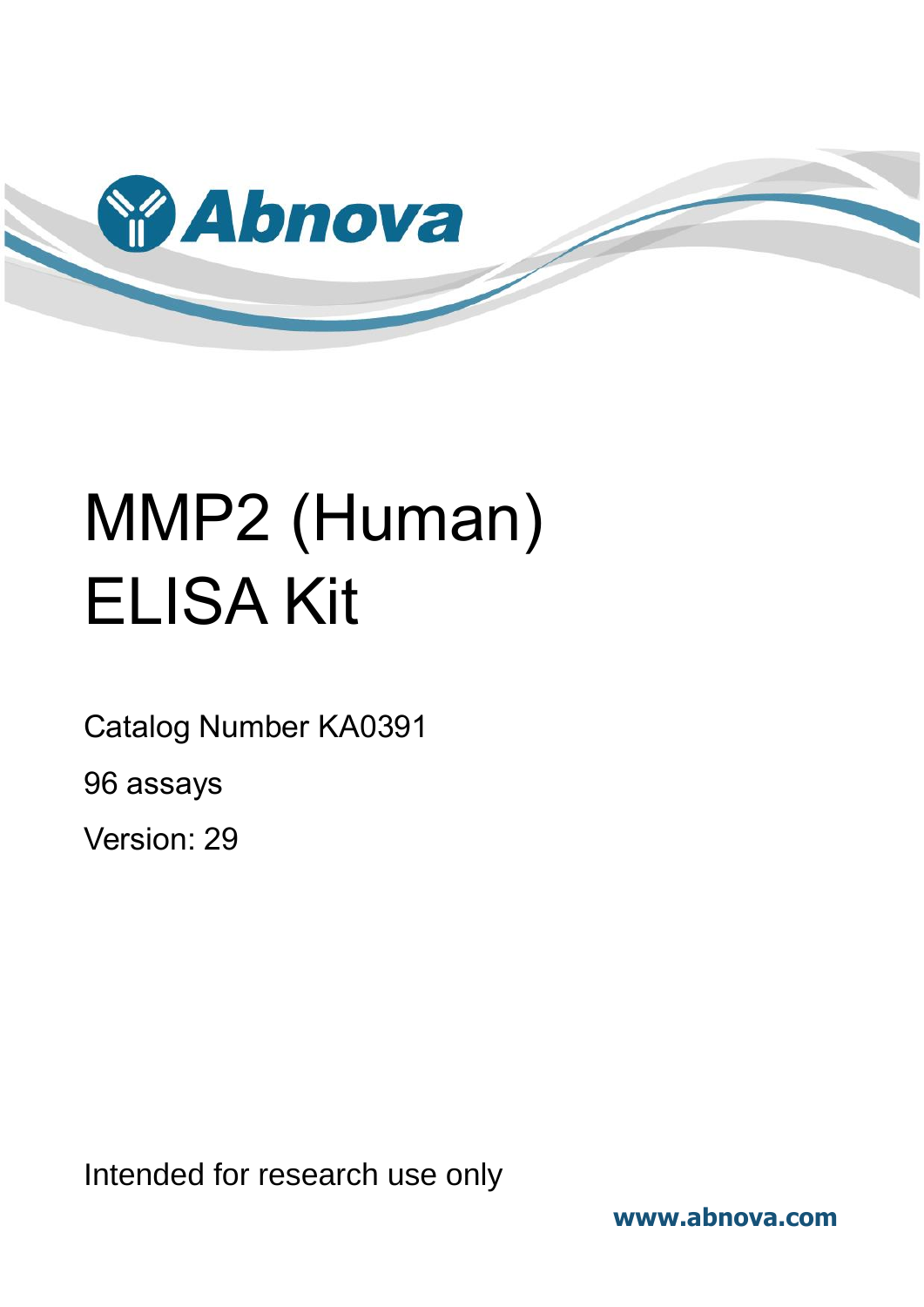Abnova

# MMP2 (Human) ELISA Kit

Catalog Number KA0391

96 assays

Version: 29

Intended for research use only

www.abnova.com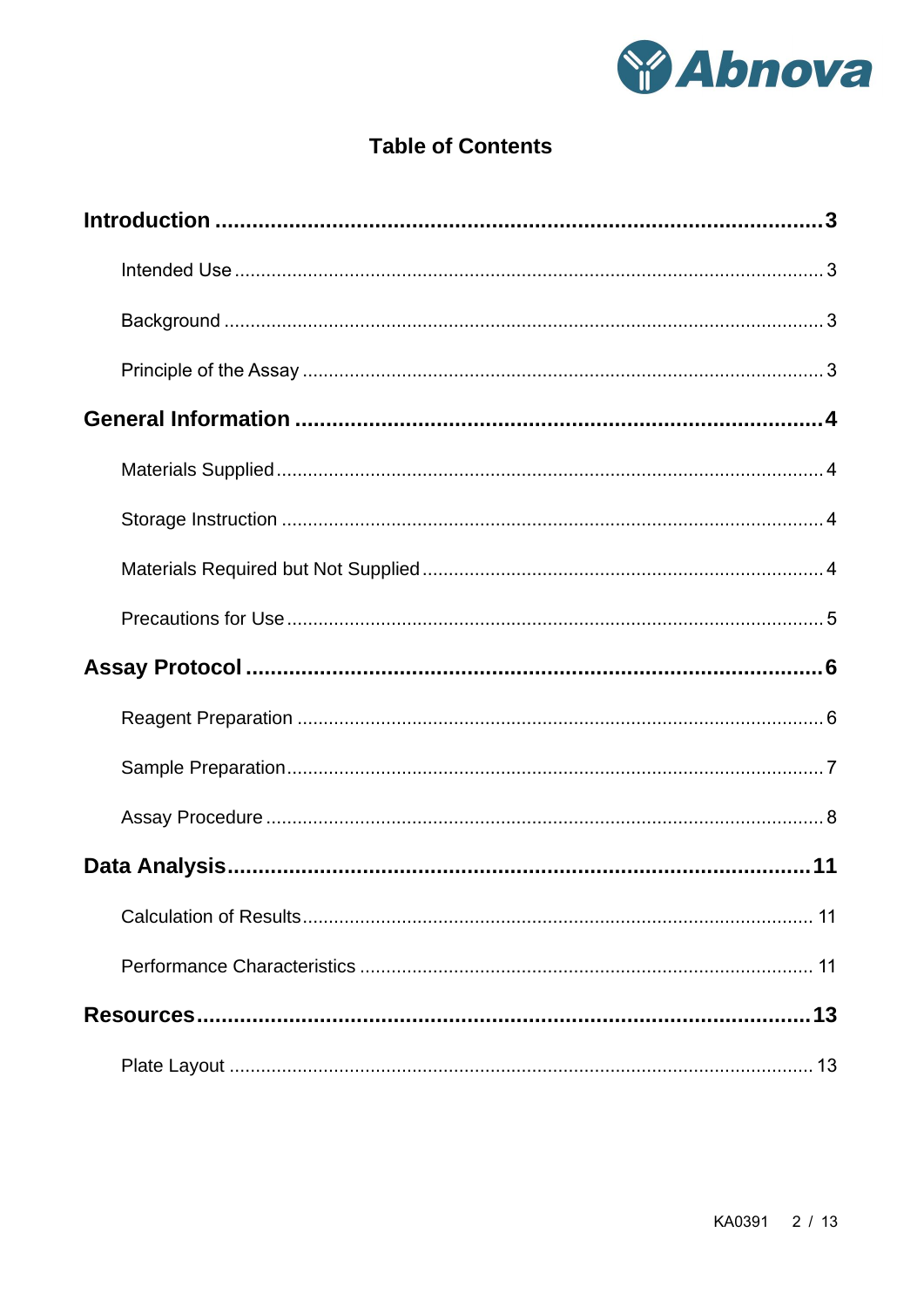# Table of Contents

**Introduction .......................................................................................3**

Intended Use ........................................................................................3

Background ..........................................................................................3

Principle of the Assay ..........................................................................3

**General Information ...........................................................................4**

Materials Supplied ................................................................................4

Storage Instruction ...............................................................................4

Materials Required but Not Supplied ...................................................4

Precautions for Use ..............................................................................5

**Assay Protocol ....................................................................................6**

Reagent Preparation ............................................................................6

Sample Preparation ..............................................................................7

Assay Procedure ..................................................................................8

**Data Analysis ....................................................................................11**

Calculation of Results .........................................................................11

Performance Characteristics ..............................................................11

**Resources .........................................................................................13**

Plate Layout ........................................................................................13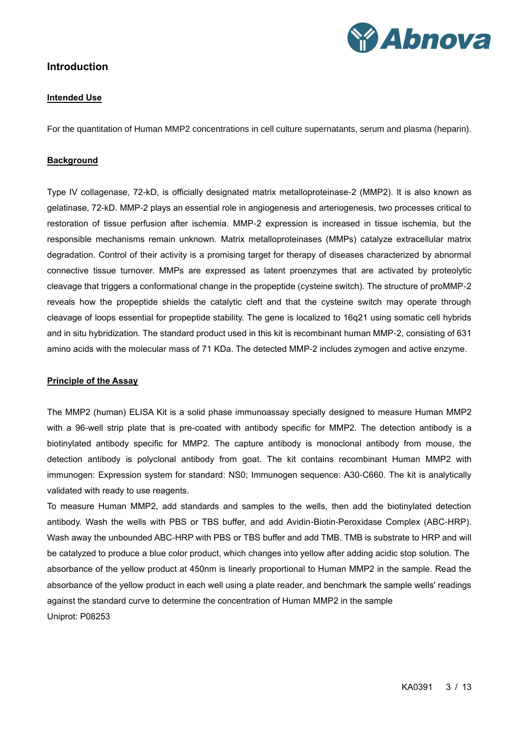## Introduction

### Intended Use

For the quantitation of Human MMP2 concentrations in cell culture supernatants, serum and plasma (heparin).

### Background

Type IV collagenase, 72-kD, is officially designated matrix metalloproteinase-2 (MMP2). It is also known as gelatinase, 72-kD. MMP-2 plays an essential role in angiogenesis and arteriogenesis, two processes critical to restoration of tissue perfusion after ischemia. MMP-2 expression is increased in tissue ischemia, but the responsible mechanisms remain unknown. Matrix metalloproteinases (MMPs) catalyze extracellular matrix degradation. Control of their activity is a promising target for therapy of diseases characterized by abnormal connective tissue turnover. MMPs are expressed as latent proenzymes that are activated by proteolytic cleavage that triggers a conformational change in the propeptide (cysteine switch). The structure of proMMP-2 reveals how the propeptide shields the catalytic cleft and that the cysteine switch may operate through cleavage of loops essential for propeptide stability. The gene is localized to 16q21 using somatic cell hybrids and in situ hybridization. The standard product used in this kit is recombinant human MMP-2, consisting of 631 amino acids with the molecular mass of 71 KDa. The detected MMP-2 includes zymogen and active enzyme.

### Principle of the Assay

The MMP2 (human) ELISA Kit is a solid phase immunoassay specially designed to measure Human MMP2 with a 96-well strip plate that is pre-coated with antibody specific for MMP2. The detection antibody is a biotinylated antibody specific for MMP2. The capture antibody is monoclonal antibody from mouse, the detection antibody is polyclonal antibody from goat. The kit contains recombinant Human MMP2 with immunogen: Expression system for standard: NS0; Immunogen sequence: A30-C660. The kit is analytically validated with ready to use reagents.

To measure Human MMP2, add standards and samples to the wells, then add the biotinylated detection antibody. Wash the wells with PBS or TBS buffer, and add Avidin-Biotin-Peroxidase Complex (ABC-HRP). Wash away the unbounded ABC-HRP with PBS or TBS buffer and add TMB. TMB is substrate to HRP and will be catalyzed to produce a blue color product, which changes into yellow after adding acidic stop solution. The absorbance of the yellow product at 450nm is linearly proportional to Human MMP2 in the sample. Read the absorbance of the yellow product in each well using a plate reader, and benchmark the sample wells' readings against the standard curve to determine the concentration of Human MMP2 in the sample

Uniprot: P08253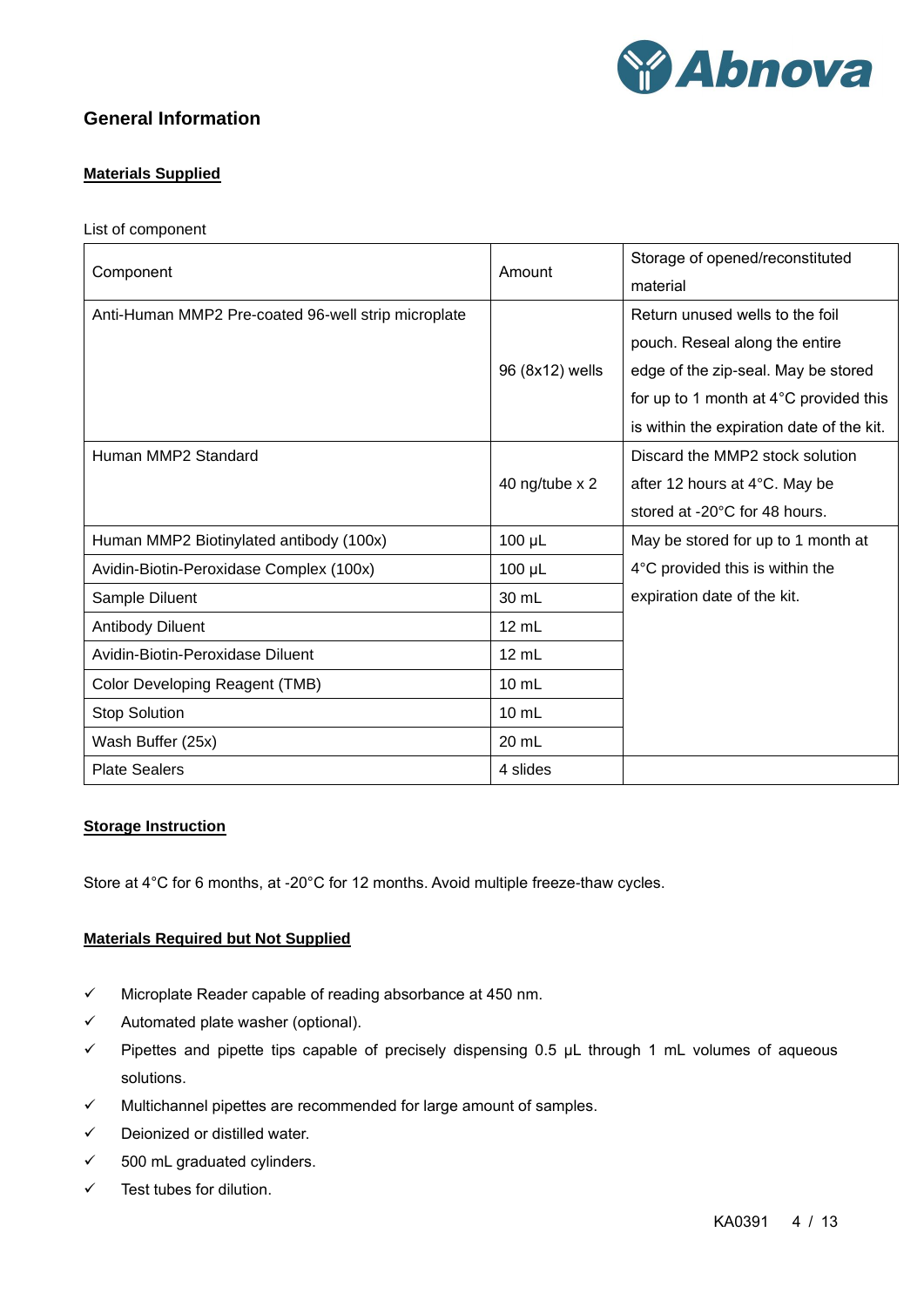## General Information

**Materials Supplied**

List of component

| Component | Amount | Storage of opened/reconstituted material |
|---|---|---|
| Anti-Human MMP2 Pre-coated 96-well strip microplate | 96 (8x12) wells | Return unused wells to the foil pouch. Reseal along the entire edge of the zip-seal. May be stored for up to 1 month at 4°C provided this is within the expiration date of the kit. |
| Human MMP2 Standard | 40 ng/tube x 2 | Discard the MMP2 stock solution after 12 hours at 4°C. May be stored at -20°C for 48 hours. |
| Human MMP2 Biotinylated antibody (100x) | 100 μL | May be stored for up to 1 month at 4°C provided this is within the expiration date of the kit. |
| Avidin-Biotin-Peroxidase Complex (100x) | 100 μL | |
| Sample Diluent | 30 mL | |
| Antibody Diluent | 12 mL | |
| Avidin-Biotin-Peroxidase Diluent | 12 mL | |
| Color Developing Reagent (TMB) | 10 mL | |
| Stop Solution | 10 mL | |
| Wash Buffer (25x) | 20 mL | |
| Plate Sealers | 4 slides | |

**Storage Instruction**

Store at 4°C for 6 months, at -20°C for 12 months. Avoid multiple freeze-thaw cycles.

**Materials Required but Not Supplied**

- ✓ Microplate Reader capable of reading absorbance at 450 nm.
- ✓ Automated plate washer (optional).
- ✓ Pipettes and pipette tips capable of precisely dispensing 0.5 μL through 1 mL volumes of aqueous solutions.
- ✓ Multichannel pipettes are recommended for large amount of samples.
- ✓ Deionized or distilled water.
- ✓ 500 mL graduated cylinders.
- ✓ Test tubes for dilution.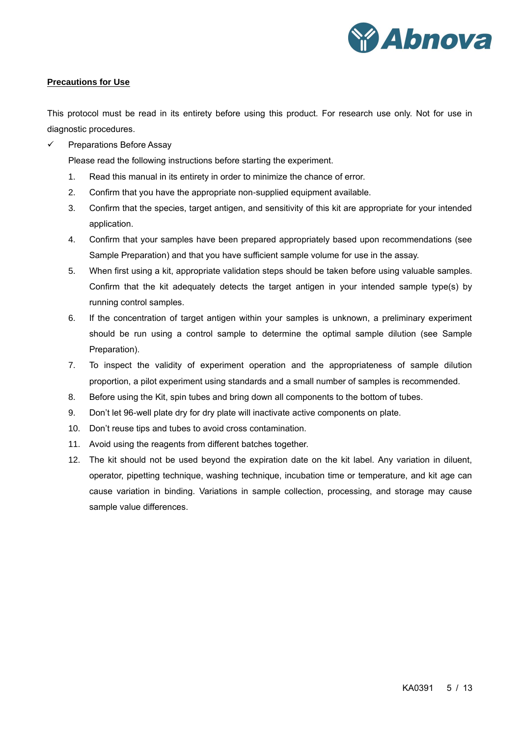**Precautions for Use**

This protocol must be read in its entirety before using this product. For research use only. Not for use in diagnostic procedures.

- ✓ Preparations Before Assay

  Please read the following instructions before starting the experiment.

  1. Read this manual in its entirety in order to minimize the chance of error.
  2. Confirm that you have the appropriate non-supplied equipment available.
  3. Confirm that the species, target antigen, and sensitivity of this kit are appropriate for your intended application.
  4. Confirm that your samples have been prepared appropriately based upon recommendations (see Sample Preparation) and that you have sufficient sample volume for use in the assay.
  5. When first using a kit, appropriate validation steps should be taken before using valuable samples. Confirm that the kit adequately detects the target antigen in your intended sample type(s) by running control samples.
  6. If the concentration of target antigen within your samples is unknown, a preliminary experiment should be run using a control sample to determine the optimal sample dilution (see Sample Preparation).
  7. To inspect the validity of experiment operation and the appropriateness of sample dilution proportion, a pilot experiment using standards and a small number of samples is recommended.
  8. Before using the Kit, spin tubes and bring down all components to the bottom of tubes.
  9. Don't let 96-well plate dry for dry plate will inactivate active components on plate.
  10. Don't reuse tips and tubes to avoid cross contamination.
  11. Avoid using the reagents from different batches together.
  12. The kit should not be used beyond the expiration date on the kit label. Any variation in diluent, operator, pipetting technique, washing technique, incubation time or temperature, and kit age can cause variation in binding. Variations in sample collection, processing, and storage may cause sample value differences.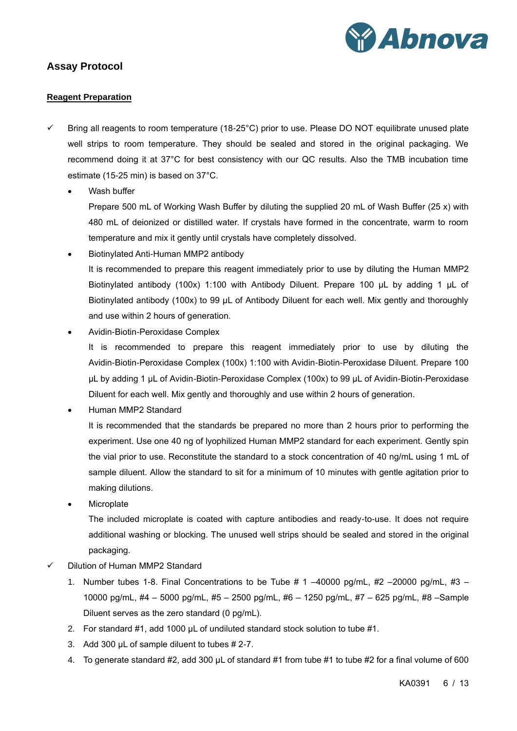## Assay Protocol

### Reagent Preparation

- ✓ Bring all reagents to room temperature (18-25°C) prior to use. Please DO NOT equilibrate unused plate well strips to room temperature. They should be sealed and stored in the original packaging. We recommend doing it at 37°C for best consistency with our QC results. Also the TMB incubation time estimate (15-25 min) is based on 37°C.
  - Wash buffer

    Prepare 500 mL of Working Wash Buffer by diluting the supplied 20 mL of Wash Buffer (25 x) with 480 mL of deionized or distilled water. If crystals have formed in the concentrate, warm to room temperature and mix it gently until crystals have completely dissolved.
  - Biotinylated Anti-Human MMP2 antibody

    It is recommended to prepare this reagent immediately prior to use by diluting the Human MMP2 Biotinylated antibody (100x) 1:100 with Antibody Diluent. Prepare 100 μL by adding 1 μL of Biotinylated antibody (100x) to 99 μL of Antibody Diluent for each well. Mix gently and thoroughly and use within 2 hours of generation.
  - Avidin-Biotin-Peroxidase Complex

    It is recommended to prepare this reagent immediately prior to use by diluting the Avidin-Biotin-Peroxidase Complex (100x) 1:100 with Avidin-Biotin-Peroxidase Diluent. Prepare 100 μL by adding 1 μL of Avidin-Biotin-Peroxidase Complex (100x) to 99 μL of Avidin-Biotin-Peroxidase Diluent for each well. Mix gently and thoroughly and use within 2 hours of generation.
  - Human MMP2 Standard

    It is recommended that the standards be prepared no more than 2 hours prior to performing the experiment. Use one 40 ng of lyophilized Human MMP2 standard for each experiment. Gently spin the vial prior to use. Reconstitute the standard to a stock concentration of 40 ng/mL using 1 mL of sample diluent. Allow the standard to sit for a minimum of 10 minutes with gentle agitation prior to making dilutions.
  - Microplate

    The included microplate is coated with capture antibodies and ready-to-use. It does not require additional washing or blocking. The unused well strips should be sealed and stored in the original packaging.
- ✓ Dilution of Human MMP2 Standard
  1. Number tubes 1-8. Final Concentrations to be Tube # 1 –40000 pg/mL, #2 –20000 pg/mL, #3 – 10000 pg/mL, #4 – 5000 pg/mL, #5 – 2500 pg/mL, #6 – 1250 pg/mL, #7 – 625 pg/mL, #8 –Sample Diluent serves as the zero standard (0 pg/mL).
  2. For standard #1, add 1000 μL of undiluted standard stock solution to tube #1.
  3. Add 300 μL of sample diluent to tubes # 2-7.
  4. To generate standard #2, add 300 μL of standard #1 from tube #1 to tube #2 for a final volume of 600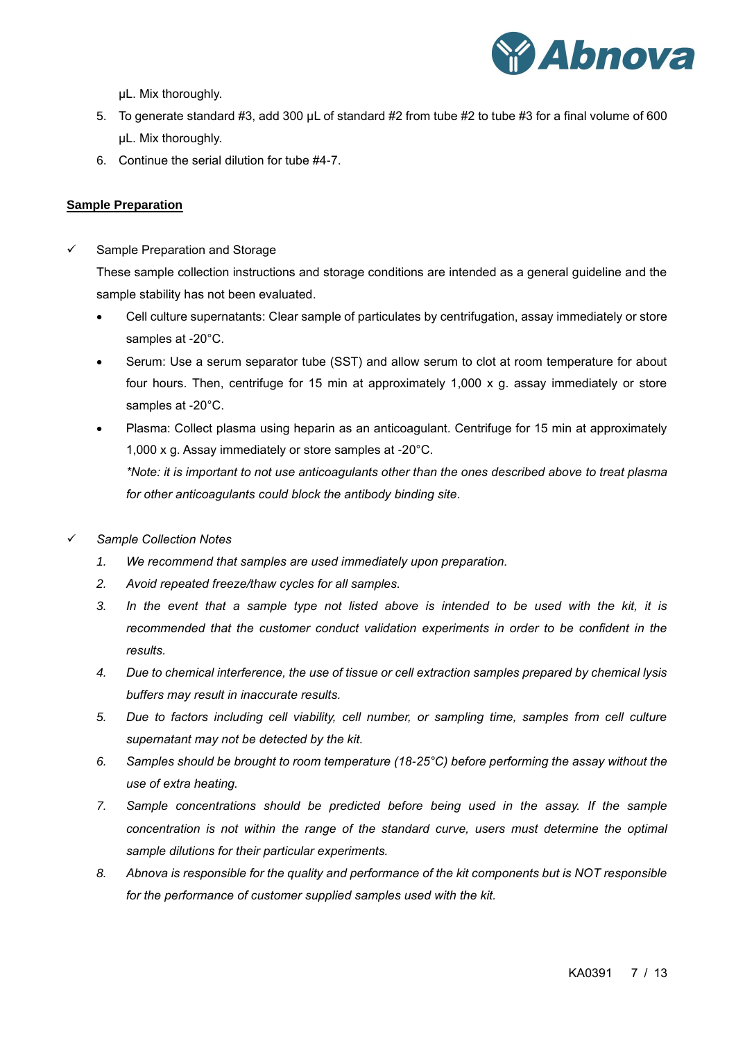µL. Mix thoroughly.

5. To generate standard #3, add 300 µL of standard #2 from tube #2 to tube #3 for a final volume of 600 µL. Mix thoroughly.
6. Continue the serial dilution for tube #4-7.

**Sample Preparation**

✓ Sample Preparation and Storage

These sample collection instructions and storage conditions are intended as a general guideline and the sample stability has not been evaluated.

- Cell culture supernatants: Clear sample of particulates by centrifugation, assay immediately or store samples at -20°C.
- Serum: Use a serum separator tube (SST) and allow serum to clot at room temperature for about four hours. Then, centrifuge for 15 min at approximately 1,000 x g. assay immediately or store samples at -20°C.
- Plasma: Collect plasma using heparin as an anticoagulant. Centrifuge for 15 min at approximately 1,000 x g. Assay immediately or store samples at -20°C.

  *\*Note: it is important to not use anticoagulants other than the ones described above to treat plasma for other anticoagulants could block the antibody binding site.*

✓ *Sample Collection Notes*

1. *We recommend that samples are used immediately upon preparation.*
2. *Avoid repeated freeze/thaw cycles for all samples.*
3. *In the event that a sample type not listed above is intended to be used with the kit, it is recommended that the customer conduct validation experiments in order to be confident in the results.*
4. *Due to chemical interference, the use of tissue or cell extraction samples prepared by chemical lysis buffers may result in inaccurate results.*
5. *Due to factors including cell viability, cell number, or sampling time, samples from cell culture supernatant may not be detected by the kit.*
6. *Samples should be brought to room temperature (18-25°C) before performing the assay without the use of extra heating.*
7. *Sample concentrations should be predicted before being used in the assay. If the sample concentration is not within the range of the standard curve, users must determine the optimal sample dilutions for their particular experiments.*
8. *Abnova is responsible for the quality and performance of the kit components but is NOT responsible for the performance of customer supplied samples used with the kit.*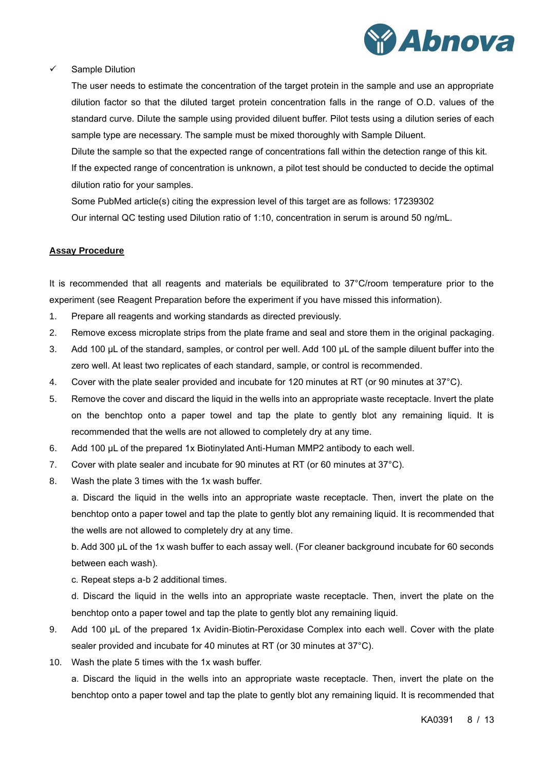- ✓ Sample Dilution

  The user needs to estimate the concentration of the target protein in the sample and use an appropriate dilution factor so that the diluted target protein concentration falls in the range of O.D. values of the standard curve. Dilute the sample using provided diluent buffer. Pilot tests using a dilution series of each sample type are necessary. The sample must be mixed thoroughly with Sample Diluent.

  Dilute the sample so that the expected range of concentrations fall within the detection range of this kit.

  If the expected range of concentration is unknown, a pilot test should be conducted to decide the optimal dilution ratio for your samples.

  Some PubMed article(s) citing the expression level of this target are as follows: 17239302

  Our internal QC testing used Dilution ratio of 1:10, concentration in serum is around 50 ng/mL.

## Assay Procedure

It is recommended that all reagents and materials be equilibrated to 37°C/room temperature prior to the experiment (see Reagent Preparation before the experiment if you have missed this information).

1. Prepare all reagents and working standards as directed previously.
2. Remove excess microplate strips from the plate frame and seal and store them in the original packaging.
3. Add 100 µL of the standard, samples, or control per well. Add 100 µL of the sample diluent buffer into the zero well. At least two replicates of each standard, sample, or control is recommended.
4. Cover with the plate sealer provided and incubate for 120 minutes at RT (or 90 minutes at 37°C).
5. Remove the cover and discard the liquid in the wells into an appropriate waste receptacle. Invert the plate on the benchtop onto a paper towel and tap the plate to gently blot any remaining liquid. It is recommended that the wells are not allowed to completely dry at any time.
6. Add 100 µL of the prepared 1x Biotinylated Anti-Human MMP2 antibody to each well.
7. Cover with plate sealer and incubate for 90 minutes at RT (or 60 minutes at 37°C).
8. Wash the plate 3 times with the 1x wash buffer.

   a. Discard the liquid in the wells into an appropriate waste receptacle. Then, invert the plate on the benchtop onto a paper towel and tap the plate to gently blot any remaining liquid. It is recommended that the wells are not allowed to completely dry at any time.

   b. Add 300 µL of the 1x wash buffer to each assay well. (For cleaner background incubate for 60 seconds between each wash).

   c. Repeat steps a-b 2 additional times.

   d. Discard the liquid in the wells into an appropriate waste receptacle. Then, invert the plate on the benchtop onto a paper towel and tap the plate to gently blot any remaining liquid.
9. Add 100 µL of the prepared 1x Avidin-Biotin-Peroxidase Complex into each well. Cover with the plate sealer provided and incubate for 40 minutes at RT (or 30 minutes at 37°C).
10. Wash the plate 5 times with the 1x wash buffer.

    a. Discard the liquid in the wells into an appropriate waste receptacle. Then, invert the plate on the benchtop onto a paper towel and tap the plate to gently blot any remaining liquid. It is recommended that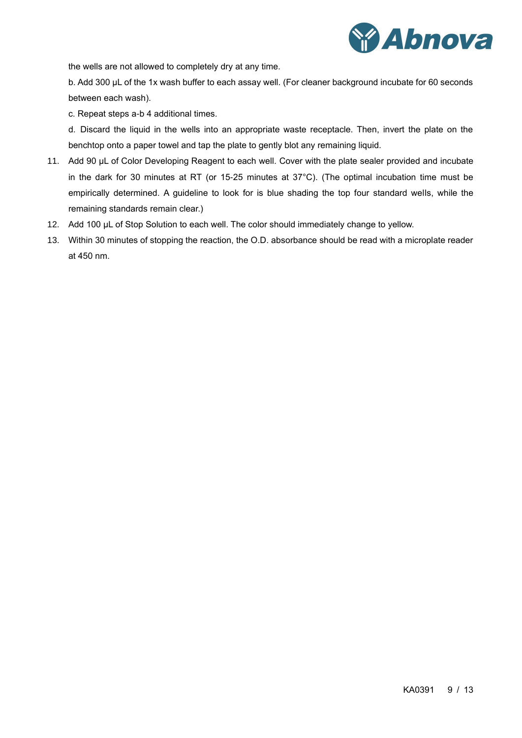the wells are not allowed to completely dry at any time.

b. Add 300 µL of the 1x wash buffer to each assay well. (For cleaner background incubate for 60 seconds between each wash).

c. Repeat steps a-b 4 additional times.

d. Discard the liquid in the wells into an appropriate waste receptacle. Then, invert the plate on the benchtop onto a paper towel and tap the plate to gently blot any remaining liquid.

11. Add 90 µL of Color Developing Reagent to each well. Cover with the plate sealer provided and incubate in the dark for 30 minutes at RT (or 15-25 minutes at 37°C). (The optimal incubation time must be empirically determined. A guideline to look for is blue shading the top four standard wells, while the remaining standards remain clear.)
12. Add 100 µL of Stop Solution to each well. The color should immediately change to yellow.
13. Within 30 minutes of stopping the reaction, the O.D. absorbance should be read with a microplate reader at 450 nm.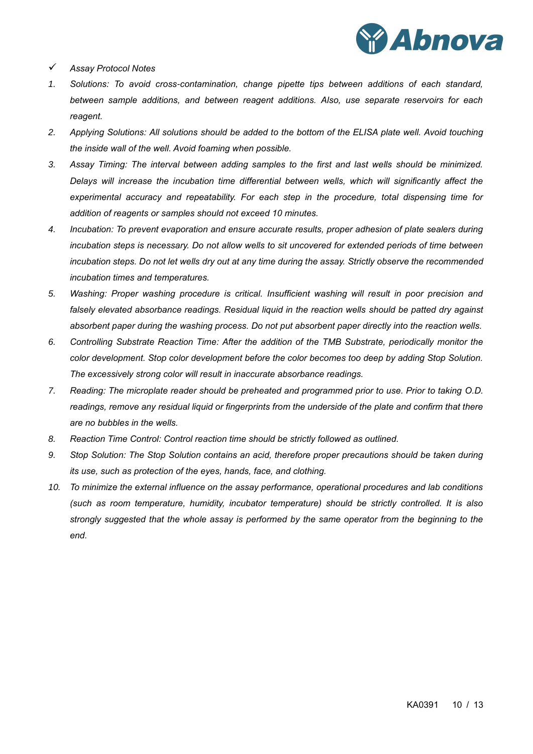✓ *Assay Protocol Notes*

1. *Solutions: To avoid cross-contamination, change pipette tips between additions of each standard, between sample additions, and between reagent additions. Also, use separate reservoirs for each reagent.*
2. *Applying Solutions: All solutions should be added to the bottom of the ELISA plate well. Avoid touching the inside wall of the well. Avoid foaming when possible.*
3. *Assay Timing: The interval between adding samples to the first and last wells should be minimized. Delays will increase the incubation time differential between wells, which will significantly affect the experimental accuracy and repeatability. For each step in the procedure, total dispensing time for addition of reagents or samples should not exceed 10 minutes.*
4. *Incubation: To prevent evaporation and ensure accurate results, proper adhesion of plate sealers during incubation steps is necessary. Do not allow wells to sit uncovered for extended periods of time between incubation steps. Do not let wells dry out at any time during the assay. Strictly observe the recommended incubation times and temperatures.*
5. *Washing: Proper washing procedure is critical. Insufficient washing will result in poor precision and falsely elevated absorbance readings. Residual liquid in the reaction wells should be patted dry against absorbent paper during the washing process. Do not put absorbent paper directly into the reaction wells.*
6. *Controlling Substrate Reaction Time: After the addition of the TMB Substrate, periodically monitor the color development. Stop color development before the color becomes too deep by adding Stop Solution. The excessively strong color will result in inaccurate absorbance readings.*
7. *Reading: The microplate reader should be preheated and programmed prior to use. Prior to taking O.D. readings, remove any residual liquid or fingerprints from the underside of the plate and confirm that there are no bubbles in the wells.*
8. *Reaction Time Control: Control reaction time should be strictly followed as outlined.*
9. *Stop Solution: The Stop Solution contains an acid, therefore proper precautions should be taken during its use, such as protection of the eyes, hands, face, and clothing.*
10. *To minimize the external influence on the assay performance, operational procedures and lab conditions (such as room temperature, humidity, incubator temperature) should be strictly controlled. It is also strongly suggested that the whole assay is performed by the same operator from the beginning to the end.*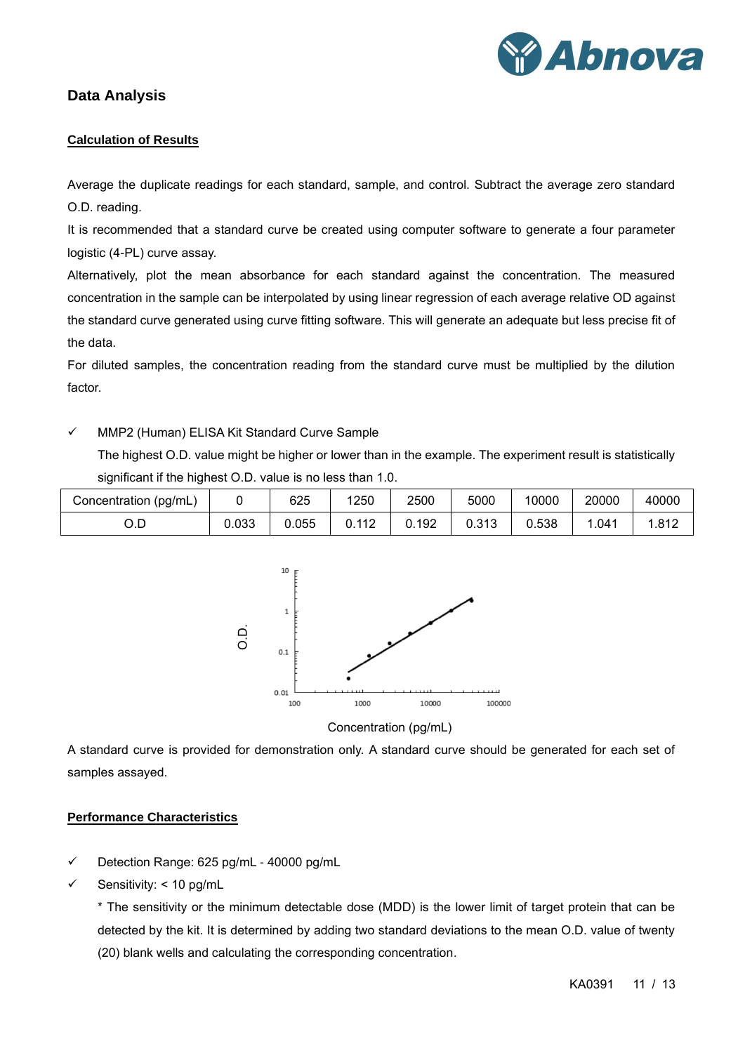## Data Analysis

### Calculation of Results

Average the duplicate readings for each standard, sample, and control. Subtract the average zero standard O.D. reading.

It is recommended that a standard curve be created using computer software to generate a four parameter logistic (4-PL) curve assay.

Alternatively, plot the mean absorbance for each standard against the concentration. The measured concentration in the sample can be interpolated by using linear regression of each average relative OD against the standard curve generated using curve fitting software. This will generate an adequate but less precise fit of the data.

For diluted samples, the concentration reading from the standard curve must be multiplied by the dilution factor.

- ✓ MMP2 (Human) ELISA Kit Standard Curve Sample

  The highest O.D. value might be higher or lower than in the example. The experiment result is statistically significant if the highest O.D. value is no less than 1.0.

| Concentration (pg/mL) | 0 | 625 | 1250 | 2500 | 5000 | 10000 | 20000 | 40000 |
|---|---|---|---|---|---|---|---|---|
| O.D | 0.033 | 0.055 | 0.112 | 0.192 | 0.313 | 0.538 | 1.041 | 1.812 |

A standard curve is provided for demonstration only. A standard curve should be generated for each set of samples assayed.

### Performance Characteristics

- ✓ Detection Range: 625 pg/mL - 40000 pg/mL
- ✓ Sensitivity: < 10 pg/mL

  * The sensitivity or the minimum detectable dose (MDD) is the lower limit of target protein that can be detected by the kit. It is determined by adding two standard deviations to the mean O.D. value of twenty (20) blank wells and calculating the corresponding concentration.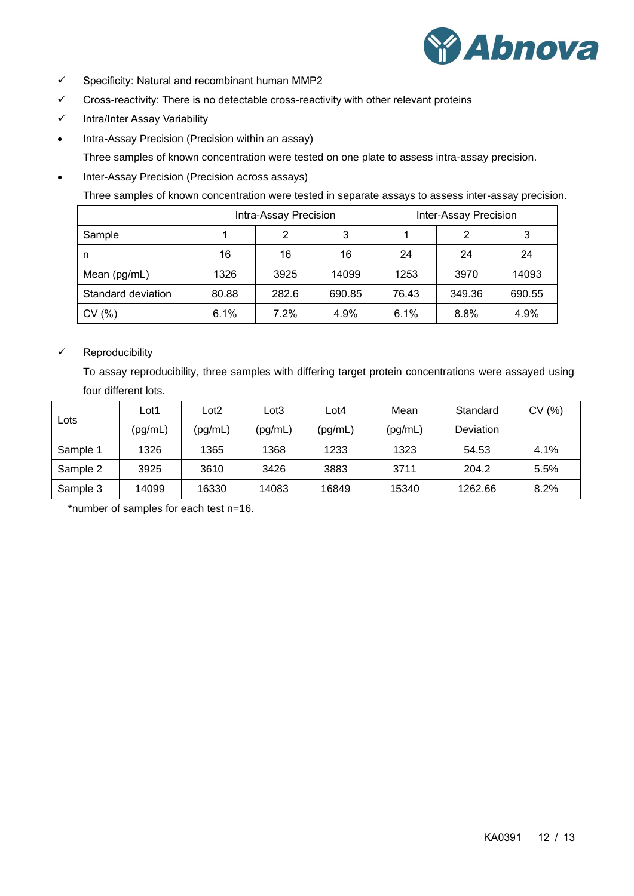- ✓ Specificity: Natural and recombinant human MMP2
- ✓ Cross-reactivity: There is no detectable cross-reactivity with other relevant proteins
- ✓ Intra/Inter Assay Variability
- Intra-Assay Precision (Precision within an assay)

  Three samples of known concentration were tested on one plate to assess intra-assay precision.

- Inter-Assay Precision (Precision across assays)

  Three samples of known concentration were tested in separate assays to assess inter-assay precision.

| | Intra-Assay Precision | | | Inter-Assay Precision | | |
|---|---|---|---|---|---|---|
| Sample | 1 | 2 | 3 | 1 | 2 | 3 |
| n | 16 | 16 | 16 | 24 | 24 | 24 |
| Mean (pg/mL) | 1326 | 3925 | 14099 | 1253 | 3970 | 14093 |
| Standard deviation | 80.88 | 282.6 | 690.85 | 76.43 | 349.36 | 690.55 |
| CV (%) | 6.1% | 7.2% | 4.9% | 6.1% | 8.8% | 4.9% |

- ✓ Reproducibility

  To assay reproducibility, three samples with differing target protein concentrations were assayed using four different lots.

| Lots | Lot1 (pg/mL) | Lot2 (pg/mL) | Lot3 (pg/mL) | Lot4 (pg/mL) | Mean (pg/mL) | Standard Deviation | CV (%) |
|---|---|---|---|---|---|---|---|
| Sample 1 | 1326 | 1365 | 1368 | 1233 | 1323 | 54.53 | 4.1% |
| Sample 2 | 3925 | 3610 | 3426 | 3883 | 3711 | 204.2 | 5.5% |
| Sample 3 | 14099 | 16330 | 14083 | 16849 | 15340 | 1262.66 | 8.2% |

*number of samples for each test n=16.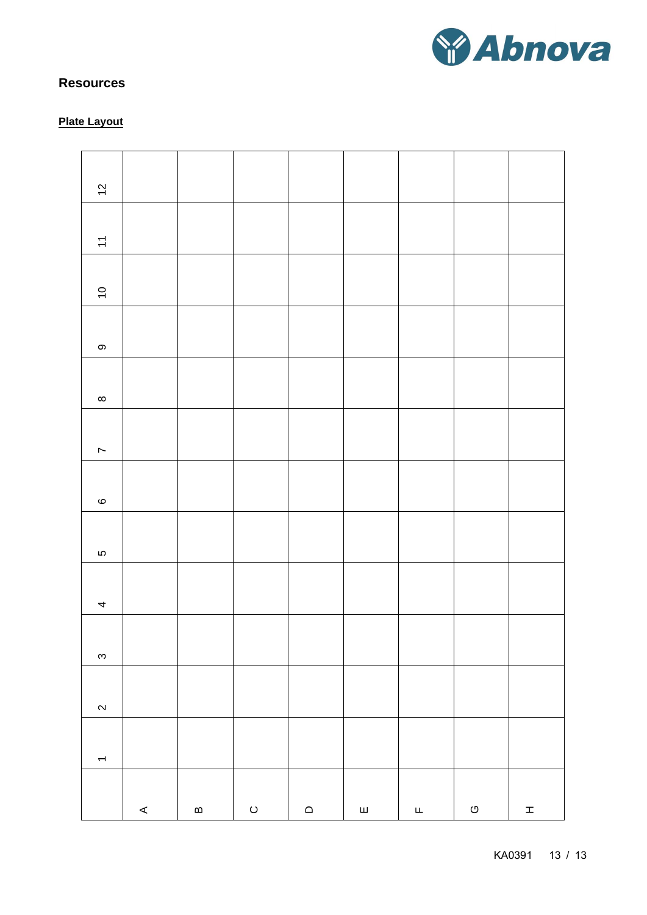## Resources

**Plate Layout**

| | 1 | 2 | 3 | 4 | 5 | 6 | 7 | 8 | 9 | 10 | 11 | 12 |
|---|---|---|---|---|---|---|---|---|---|---|---|---|
| A | | | | | | | | | | | | |
| B | | | | | | | | | | | | |
| C | | | | | | | | | | | | |
| D | | | | | | | | | | | | |
| E | | | | | | | | | | | | |
| F | | | | | | | | | | | | |
| G | | | | | | | | | | | | |
| H | | | | | | | | | | | | |